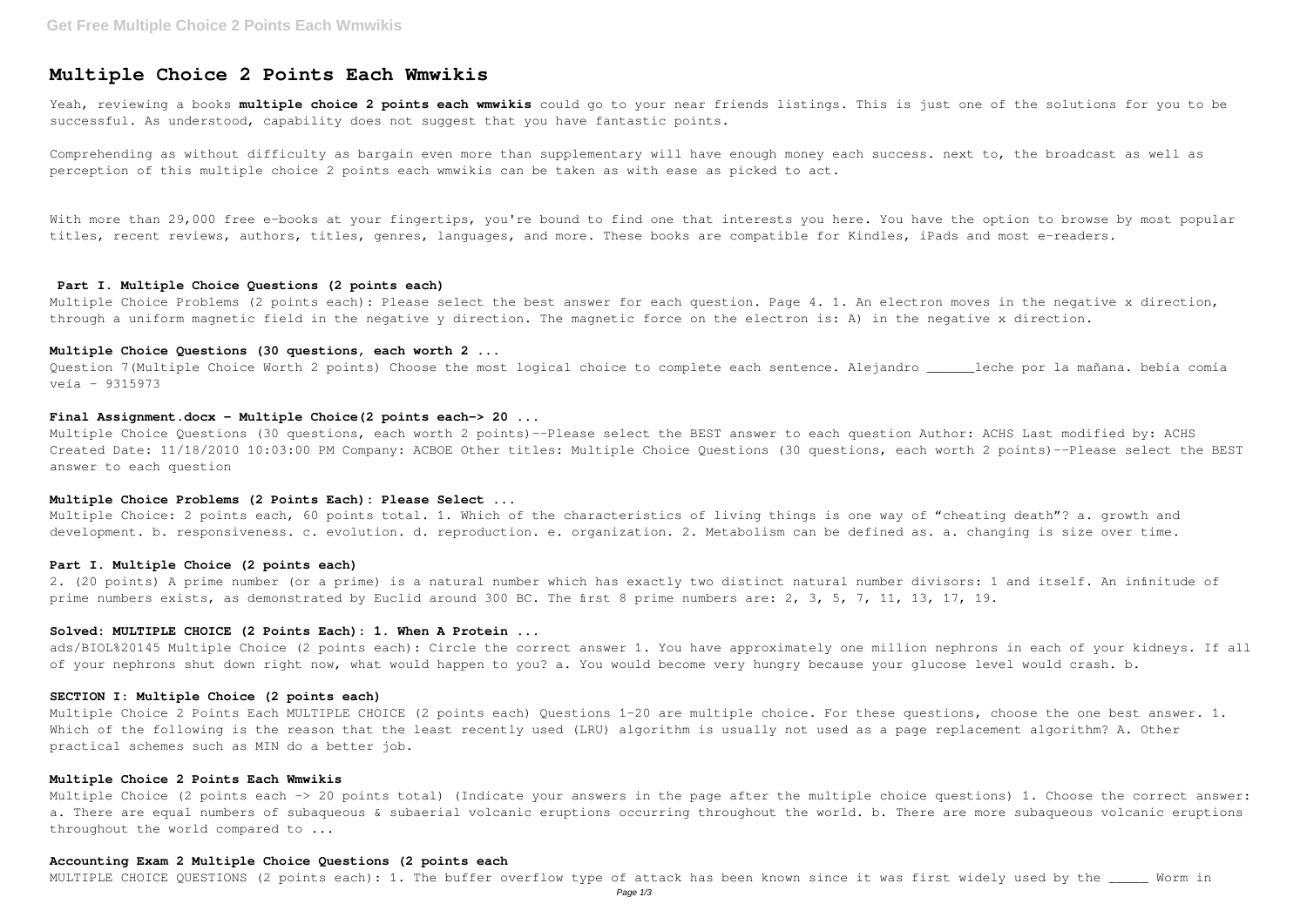# Multiple Choice 2 Points Each Wmwikis

Yeah, reviewing a books **multiple choice 2 points each wmwikis** could go to your near friends listings. This is just one of the solutions for you to be successful. As understood, capability does not suggest that you have fantastic points.

Comprehending as without difficulty as bargain even more than supplementary will have enough money each success. next to, the broadcast as well as perception of this multiple choice 2 points each wmwikis can be taken as with ease as picked to act.

With more than 29,000 free e-books at your fingertips, you're bound to find one that interests you here. You have the option to browse by most popular titles, recent reviews, authors, titles, genres, languages, and more. These books are compatible for Kindles, iPads and most e-readers.

### Part I. Multiple Choice Questions (2 points each)

Multiple Choice Problems (2 points each): Please select the best answer for each question. Page 4. 1. An electron moves in the negative x direction, through a uniform magnetic field in the negative y direction. The magnetic force on the electron is: A) in the negative x direction.

### Multiple Choice Questions (30 questions, each worth 2 ...

Question 7(Multiple Choice Worth 2 points) Choose the most logical choice to complete each sentence. Alejandro ______leche por la mañana. bebía comía veía - 9315973

### Final Assignment.docx - Multiple Choice(2 points each-> 20 ...

Multiple Choice Questions (30 questions, each worth 2 points)--Please select the BEST answer to each question Author: ACHS Last modified by: ACHS Created Date: 11/18/2010 10:03:00 PM Company: ACBOE Other titles: Multiple Choice Questions (30 questions, each worth 2 points)--Please select the BEST answer to each question

### Multiple Choice Problems (2 Points Each): Please Select ...

Multiple Choice: 2 points each, 60 points total. 1. Which of the characteristics of living things is one way of "cheating death"? a. growth and development. b. responsiveness. c. evolution. d. reproduction. e. organization. 2. Metabolism can be defined as. a. changing is size over time.

### Part I. Multiple Choice (2 points each)

2. (20 points) A prime number (or a prime) is a natural number which has exactly two distinct natural number divisors: 1 and itself. An infinitude of prime numbers exists, as demonstrated by Euclid around 300 BC. The first 8 prime numbers are: 2, 3, 5, 7, 11, 13, 17, 19.

### Solved: MULTIPLE CHOICE (2 Points Each): 1. When A Protein ...

ads/BIOL%20145 Multiple Choice (2 points each): Circle the correct answer 1. You have approximately one million nephrons in each of your kidneys. If all of your nephrons shut down right now, what would happen to you? a. You would become very hungry because your glucose level would crash. b.

### SECTION I: Multiple Choice (2 points each)

Multiple Choice 2 Points Each MULTIPLE CHOICE (2 points each) Questions 1-20 are multiple choice. For these questions, choose the one best answer. 1. Which of the following is the reason that the least recently used (LRU) algorithm is usually not used as a page replacement algorithm? A. Other practical schemes such as MIN do a better job.

### Multiple Choice 2 Points Each Wmwikis

Multiple Choice (2 points each -> 20 points total) (Indicate your answers in the page after the multiple choice questions) 1. Choose the correct answer: a. There are equal numbers of subaqueous & subaerial volcanic eruptions occurring throughout the world. b. There are more subaqueous volcanic eruptions throughout the world compared to ...

### Accounting Exam 2 Multiple Choice Questions (2 points each

MULTIPLE CHOICE QUESTIONS (2 points each): 1. The buffer overflow type of attack has been known since it was first widely used by the _____ Worm in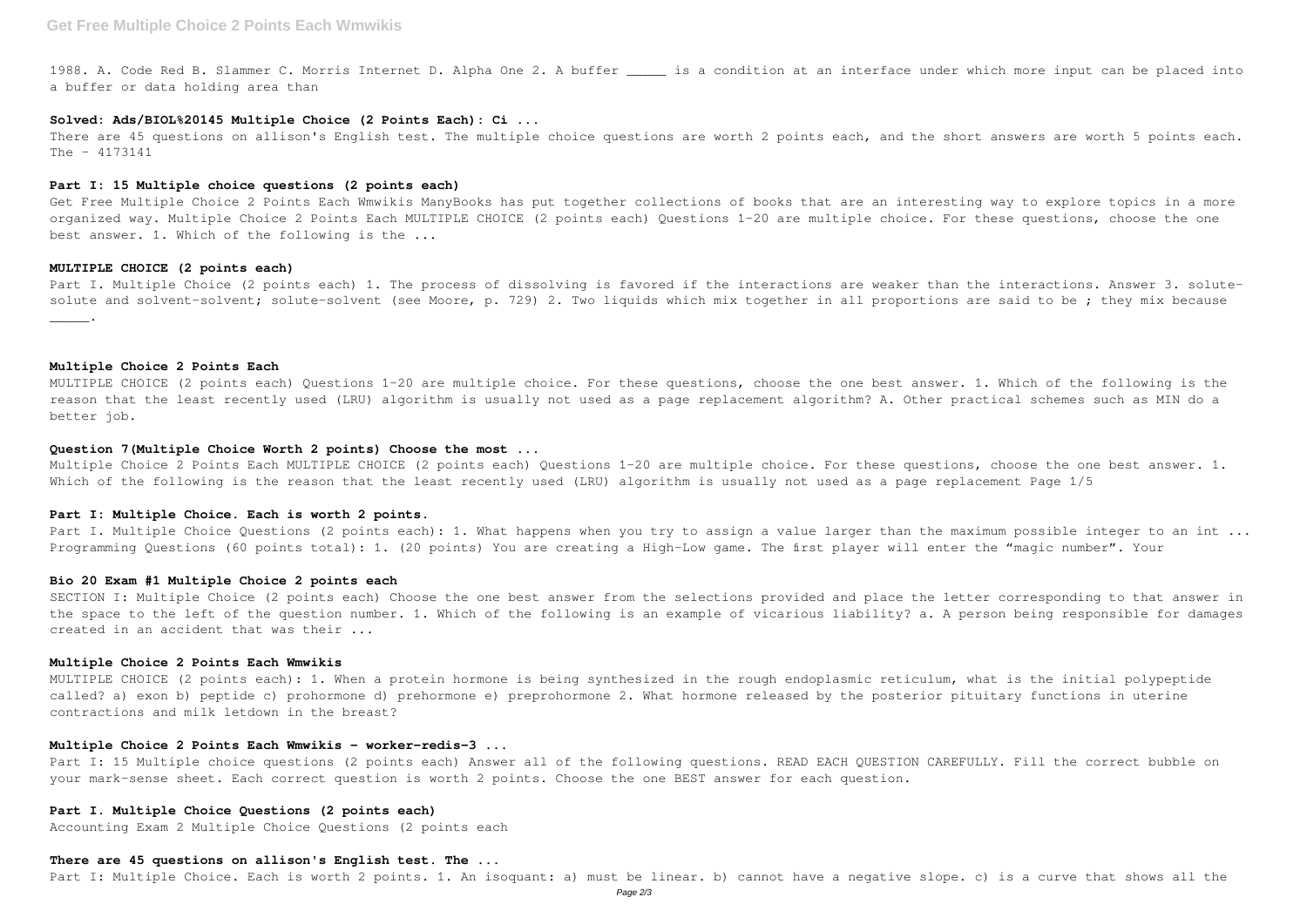1988. A. Code Red B. Slammer C. Morris Internet D. Alpha One 2. A buffer _____ is a condition at an interface under which more input can be placed into a buffer or data holding area than

### Solved: Ads/BIOL%20145 Multiple Choice (2 Points Each): Ci ...

There are 45 questions on allison's English test. The multiple choice questions are worth 2 points each, and the short answers are worth 5 points each. The - 4173141

### Part I: 15 Multiple choice questions (2 points each)

Get Free Multiple Choice 2 Points Each Wmwikis ManyBooks has put together collections of books that are an interesting way to explore topics in a more organized way. Multiple Choice 2 Points Each MULTIPLE CHOICE (2 points each) Questions 1-20 are multiple choice. For these questions, choose the one best answer. 1. Which of the following is the ...

### MULTIPLE CHOICE (2 points each)

Part I. Multiple Choice (2 points each) 1. The process of dissolving is favored if the interactions are weaker than the interactions. Answer 3. solute-solute and solvent-solvent; solute-solvent (see Moore, p. 729) 2. Two liquids which mix together in all proportions are said to be ; they mix because _____.

### Multiple Choice 2 Points Each

MULTIPLE CHOICE (2 points each) Questions 1-20 are multiple choice. For these questions, choose the one best answer. 1. Which of the following is the reason that the least recently used (LRU) algorithm is usually not used as a page replacement algorithm? A. Other practical schemes such as MIN do a better job.

### Question 7(Multiple Choice Worth 2 points) Choose the most ...

Multiple Choice 2 Points Each MULTIPLE CHOICE (2 points each) Questions 1-20 are multiple choice. For these questions, choose the one best answer. 1. Which of the following is the reason that the least recently used (LRU) algorithm is usually not used as a page replacement Page 1/5

### Part I: Multiple Choice. Each is worth 2 points.

Part I. Multiple Choice Questions (2 points each): 1. What happens when you try to assign a value larger than the maximum possible integer to an int ... Programming Questions (60 points total): 1. (20 points) You are creating a High-Low game. The first player will enter the "magic number". Your

### Bio 20 Exam #1 Multiple Choice 2 points each

SECTION I: Multiple Choice (2 points each) Choose the one best answer from the selections provided and place the letter corresponding to that answer in the space to the left of the question number. 1. Which of the following is an example of vicarious liability? a. A person being responsible for damages created in an accident that was their ...

### Multiple Choice 2 Points Each Wmwikis

MULTIPLE CHOICE (2 points each): 1. When a protein hormone is being synthesized in the rough endoplasmic reticulum, what is the initial polypeptide called? a) exon b) peptide c) prohormone d) prehormone e) preprohormone 2. What hormone released by the posterior pituitary functions in uterine contractions and milk letdown in the breast?

### Multiple Choice 2 Points Each Wmwikis - worker-redis-3 ...

Part I: 15 Multiple choice questions (2 points each) Answer all of the following questions. READ EACH QUESTION CAREFULLY. Fill the correct bubble on your mark-sense sheet. Each correct question is worth 2 points. Choose the one BEST answer for each question.

### Part I. Multiple Choice Questions (2 points each)

Accounting Exam 2 Multiple Choice Questions (2 points each

### There are 45 questions on allison's English test. The ...

Part I: Multiple Choice. Each is worth 2 points. 1. An isoquant: a) must be linear. b) cannot have a negative slope. c) is a curve that shows all the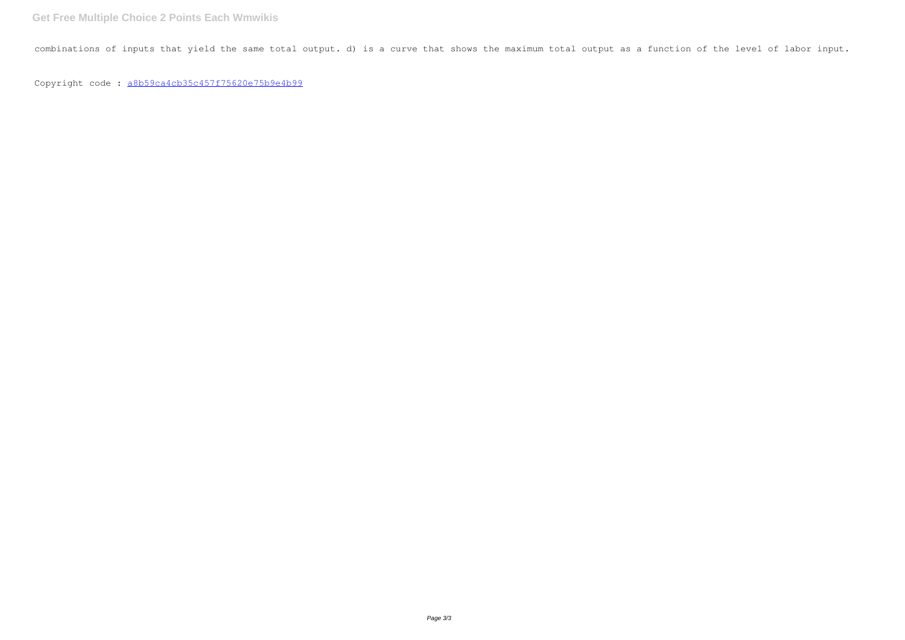combinations of inputs that yield the same total output. d) is a curve that shows the maximum total output as a function of the level of labor input.

Copyright code : a8b59ca4cb35c457f75620e75b9e4b99